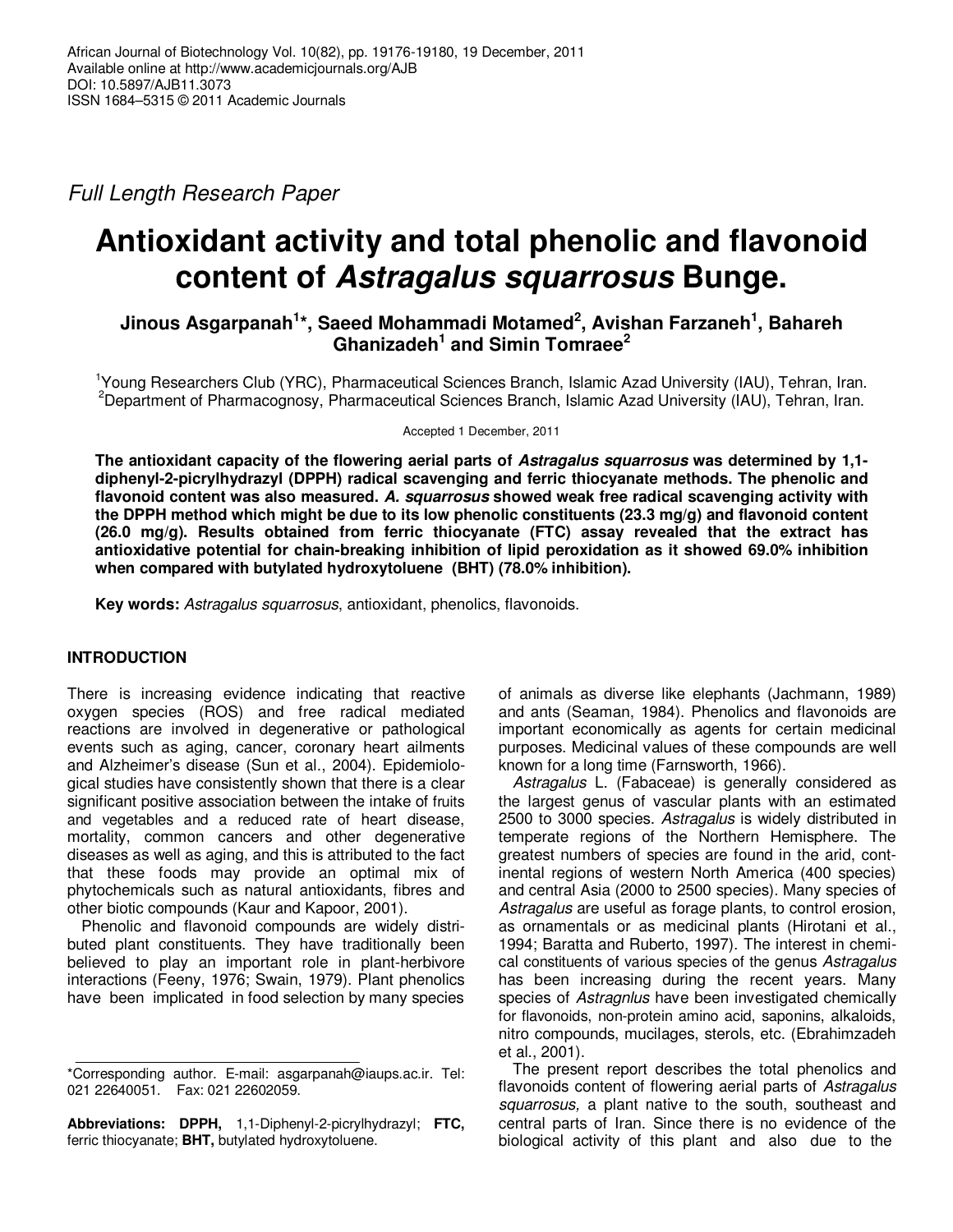Full Length Research Paper

# Antioxidant activity and total phenolic and flavonoid content of *Astragalus squarrosus* Bunge.

**Jinous Asgarpanah[1]\*, Saeed Mohammadi Motamed[2], Avishan Farzaneh[1], Bahareh Ghanizadeh[1] and Simin Tomraee[2]**

[1]Young Researchers Club (YRC), Pharmaceutical Sciences Branch, Islamic Azad University (IAU), Tehran, Iran.
[2]Department of Pharmacognosy, Pharmaceutical Sciences Branch, Islamic Azad University (IAU), Tehran, Iran.

Accepted 1 December, 2011

**The antioxidant capacity of the flowering aerial parts of *Astragalus squarrosus* was determined by 1,1-diphenyl-2-picrylhydrazyl (DPPH) radical scavenging and ferric thiocyanate methods. The phenolic and flavonoid content was also measured. *A. squarrosus* showed weak free radical scavenging activity with the DPPH method which might be due to its low phenolic constituents (23.3 mg/g) and flavonoid content (26.0 mg/g). Results obtained from ferric thiocyanate (FTC) assay revealed that the extract has antioxidative potential for chain-breaking inhibition of lipid peroxidation as it showed 69.0% inhibition when compared with butylated hydroxytoluene (BHT) (78.0% inhibition).**

**Key words:** *Astragalus squarrosus*, antioxidant, phenolics, flavonoids.

## INTRODUCTION

There is increasing evidence indicating that reactive oxygen species (ROS) and free radical mediated reactions are involved in degenerative or pathological events such as aging, cancer, coronary heart ailments and Alzheimer's disease (Sun et al., 2004). Epidemiological studies have consistently shown that there is a clear significant positive association between the intake of fruits and vegetables and a reduced rate of heart disease, mortality, common cancers and other degenerative diseases as well as aging, and this is attributed to the fact that these foods may provide an optimal mix of phytochemicals such as natural antioxidants, fibres and other biotic compounds (Kaur and Kapoor, 2001).

Phenolic and flavonoid compounds are widely distributed plant constituents. They have traditionally been believed to play an important role in plant-herbivore interactions (Feeny, 1976; Swain, 1979). Plant phenolics have been implicated in food selection by many species of animals as diverse like elephants (Jachmann, 1989) and ants (Seaman, 1984). Phenolics and flavonoids are important economically as agents for certain medicinal purposes. Medicinal values of these compounds are well known for a long time (Farnsworth, 1966).

*Astragalus* L. (Fabaceae) is generally considered as the largest genus of vascular plants with an estimated 2500 to 3000 species. *Astragalus* is widely distributed in temperate regions of the Northern Hemisphere. The greatest numbers of species are found in the arid, continental regions of western North America (400 species) and central Asia (2000 to 2500 species). Many species of *Astragalus* are useful as forage plants, to control erosion, as ornamentals or as medicinal plants (Hirotani et al., 1994; Baratta and Ruberto, 1997). The interest in chemical constituents of various species of the genus *Astragalus* has been increasing during the recent years. Many species of *Astragnlus* have been investigated chemically for flavonoids, non-protein amino acid, saponins, alkaloids, nitro compounds, mucilages, sterols, etc. (Ebrahimzadeh et al., 2001).

The present report describes the total phenolics and flavonoids content of flowering aerial parts of *Astragalus squarrosus,* a plant native to the south, southeast and central parts of Iran. Since there is no evidence of the biological activity of this plant and also due to the

\*Corresponding author. E-mail: asgarpanah@iaups.ac.ir. Tel: 021 22640051. Fax: 021 22602059.

**Abbreviations: DPPH,** 1,1-Diphenyl-2-picrylhydrazyl; **FTC,** ferric thiocyanate; **BHT,** butylated hydroxytoluene.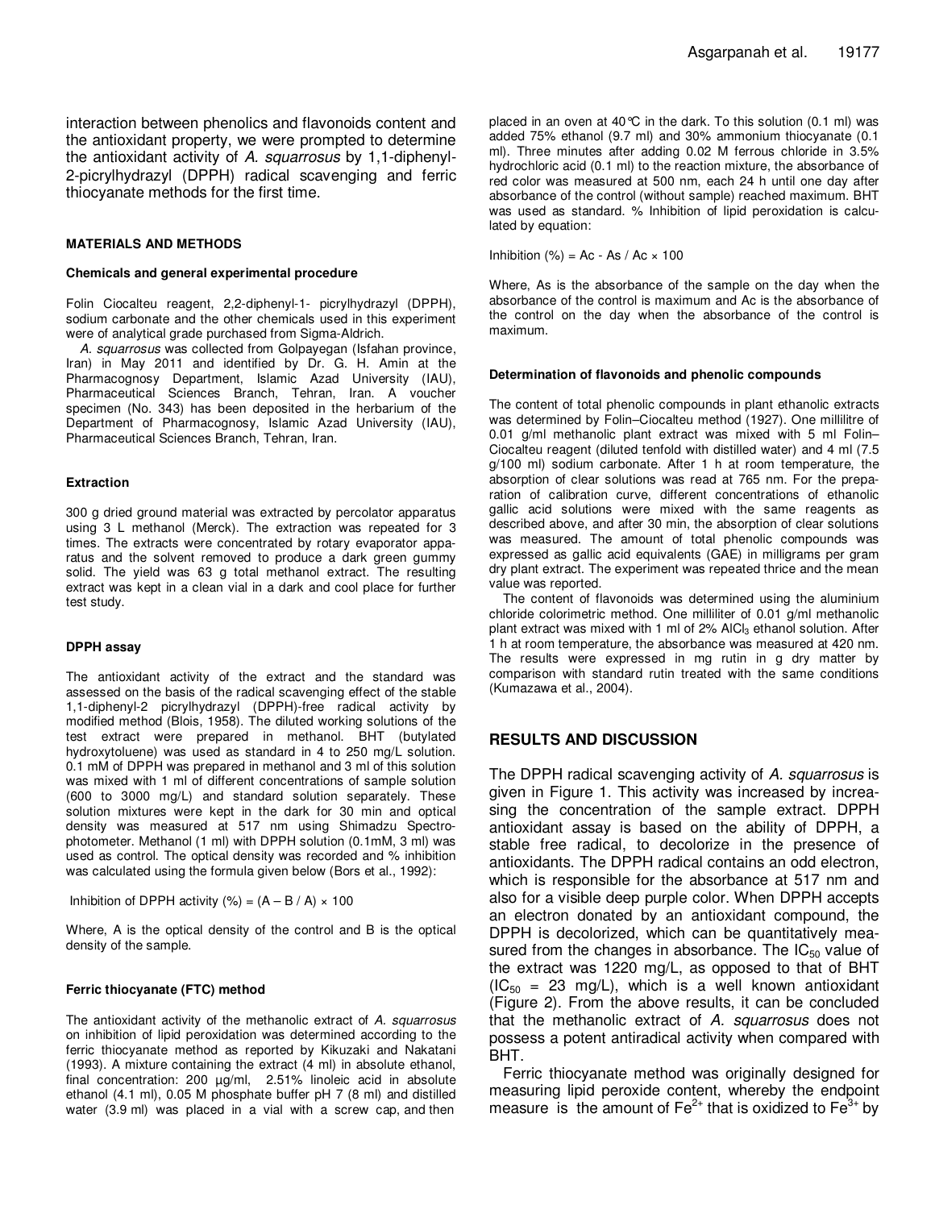interaction between phenolics and flavonoids content and the antioxidant property, we were prompted to determine the antioxidant activity of *A. squarrosus* by 1,1-diphenyl-2-picrylhydrazyl (DPPH) radical scavenging and ferric thiocyanate methods for the first time.

## MATERIALS AND METHODS

### Chemicals and general experimental procedure

Folin Ciocalteu reagent, 2,2-diphenyl-1- picrylhydrazyl (DPPH), sodium carbonate and the other chemicals used in this experiment were of analytical grade purchased from Sigma-Aldrich.

*A. squarrosus* was collected from Golpayegan (Isfahan province, Iran) in May 2011 and identified by Dr. G. H. Amin at the Pharmacognosy Department, Islamic Azad University (IAU), Pharmaceutical Sciences Branch, Tehran, Iran. A voucher specimen (No. 343) has been deposited in the herbarium of the Department of Pharmacognosy, Islamic Azad University (IAU), Pharmaceutical Sciences Branch, Tehran, Iran.

### Extraction

300 g dried ground material was extracted by percolator apparatus using 3 L methanol (Merck). The extraction was repeated for 3 times. The extracts were concentrated by rotary evaporator apparatus and the solvent removed to produce a dark green gummy solid. The yield was 63 g total methanol extract. The resulting extract was kept in a clean vial in a dark and cool place for further test study.

### DPPH assay

The antioxidant activity of the extract and the standard was assessed on the basis of the radical scavenging effect of the stable 1,1-diphenyl-2 picrylhydrazyl (DPPH)-free radical activity by modified method (Blois, 1958). The diluted working solutions of the test extract were prepared in methanol. BHT (butylated hydroxytoluene) was used as standard in 4 to 250 mg/L solution. 0.1 mM of DPPH was prepared in methanol and 3 ml of this solution was mixed with 1 ml of different concentrations of sample solution (600 to 3000 mg/L) and standard solution separately. These solution mixtures were kept in the dark for 30 min and optical density was measured at 517 nm using Shimadzu Spectrophotometer. Methanol (1 ml) with DPPH solution (0.1mM, 3 ml) was used as control. The optical density was recorded and % inhibition was calculated using the formula given below (Bors et al., 1992):

$$\text{Inhibition of DPPH activity (\%)} = (A - B / A) \times 100$$

Where, A is the optical density of the control and B is the optical density of the sample.

### Ferric thiocyanate (FTC) method

The antioxidant activity of the methanolic extract of *A. squarrosus* on inhibition of lipid peroxidation was determined according to the ferric thiocyanate method as reported by Kikuzaki and Nakatani (1993). A mixture containing the extract (4 ml) in absolute ethanol, final concentration: 200 µg/ml, 2.51% linoleic acid in absolute ethanol (4.1 ml), 0.05 M phosphate buffer pH 7 (8 ml) and distilled water (3.9 ml) was placed in a vial with a screw cap, and then placed in an oven at 40°C in the dark. To this solution (0.1 ml) was added 75% ethanol (9.7 ml) and 30% ammonium thiocyanate (0.1 ml). Three minutes after adding 0.02 M ferrous chloride in 3.5% hydrochloric acid (0.1 ml) to the reaction mixture, the absorbance of red color was measured at 500 nm, each 24 h until one day after absorbance of the control (without sample) reached maximum. BHT was used as standard. % Inhibition of lipid peroxidation is calculated by equation:

$$\text{Inhibition (\%)} = Ac - As / Ac \times 100$$

Where, As is the absorbance of the sample on the day when the absorbance of the control is maximum and Ac is the absorbance of the control on the day when the absorbance of the control is maximum.

### Determination of flavonoids and phenolic compounds

The content of total phenolic compounds in plant ethanolic extracts was determined by Folin–Ciocalteu method (1927). One millilitre of 0.01 g/ml methanolic plant extract was mixed with 5 ml Folin–Ciocalteu reagent (diluted tenfold with distilled water) and 4 ml (7.5 g/100 ml) sodium carbonate. After 1 h at room temperature, the absorption of clear solutions was read at 765 nm. For the preparation of calibration curve, different concentrations of ethanolic gallic acid solutions were mixed with the same reagents as described above, and after 30 min, the absorption of clear solutions was measured. The amount of total phenolic compounds was expressed as gallic acid equivalents (GAE) in milligrams per gram dry plant extract. The experiment was repeated thrice and the mean value was reported.

The content of flavonoids was determined using the aluminium chloride colorimetric method. One milliliter of 0.01 g/ml methanolic plant extract was mixed with 1 ml of 2% $AlCl_3$ ethanol solution. After 1 h at room temperature, the absorbance was measured at 420 nm. The results were expressed in mg rutin in g dry matter by comparison with standard rutin treated with the same conditions (Kumazawa et al., 2004).

## RESULTS AND DISCUSSION

The DPPH radical scavenging activity of *A. squarrosus* is given in Figure 1. This activity was increased by increasing the concentration of the sample extract. DPPH antioxidant assay is based on the ability of DPPH, a stable free radical, to decolorize in the presence of antioxidants. The DPPH radical contains an odd electron, which is responsible for the absorbance at 517 nm and also for a visible deep purple color. When DPPH accepts an electron donated by an antioxidant compound, the DPPH is decolorized, which can be quantitatively measured from the changes in absorbance. The $IC_{50}$ value of the extract was 1220 mg/L, as opposed to that of BHT ($IC_{50}$ = 23 mg/L), which is a well known antioxidant (Figure 2). From the above results, it can be concluded that the methanolic extract of *A. squarrosus* does not possess a potent antiradical activity when compared with BHT.

Ferric thiocyanate method was originally designed for measuring lipid peroxide content, whereby the endpoint measure is the amount of $Fe^{2+}$ that is oxidized to $Fe^{3+}$ by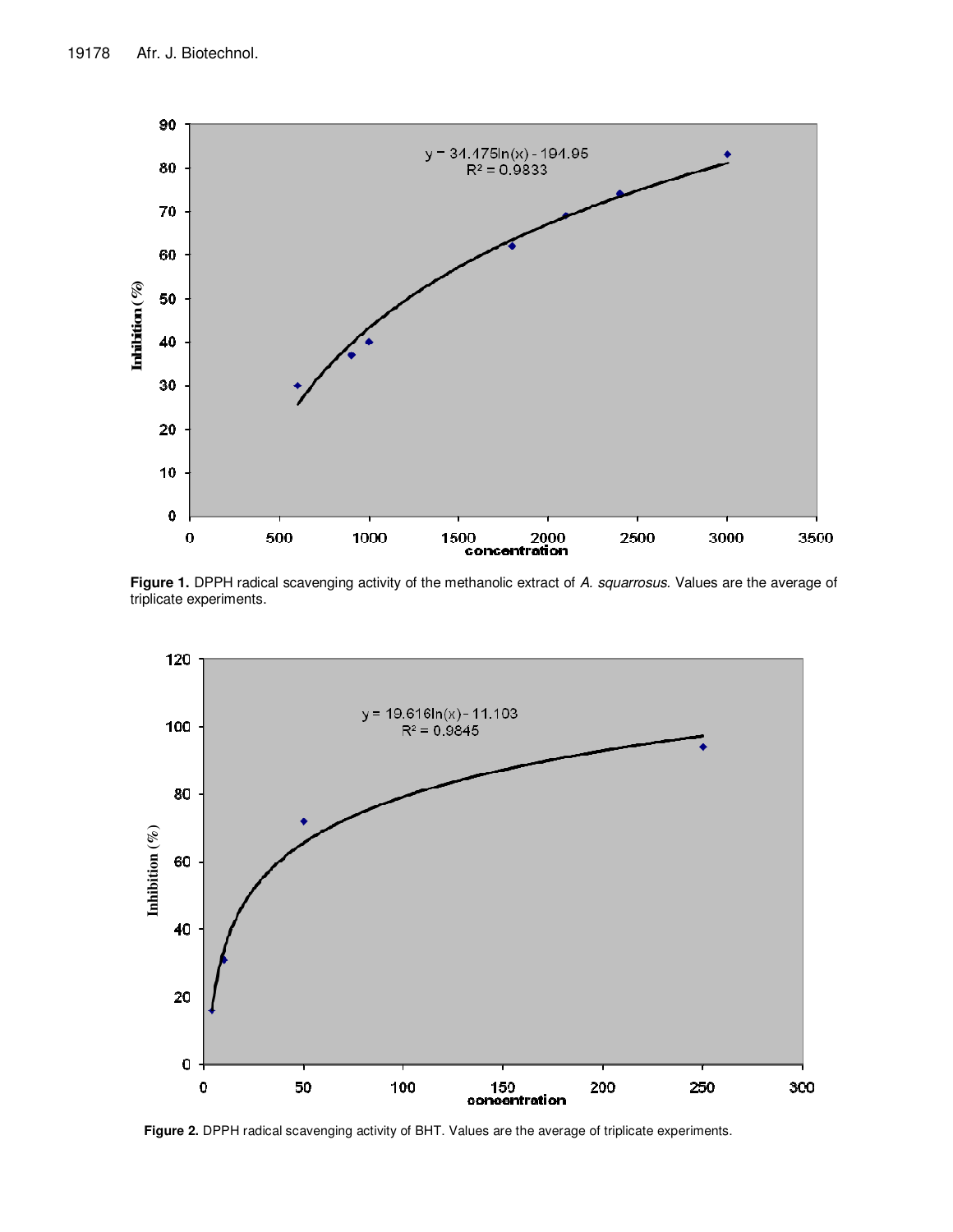Figure 1. DPPH radical scavenging activity of the methanolic extract of *A. squarrosus*. Values are the average of triplicate experiments.

Figure 2. DPPH radical scavenging activity of BHT. Values are the average of triplicate experiments.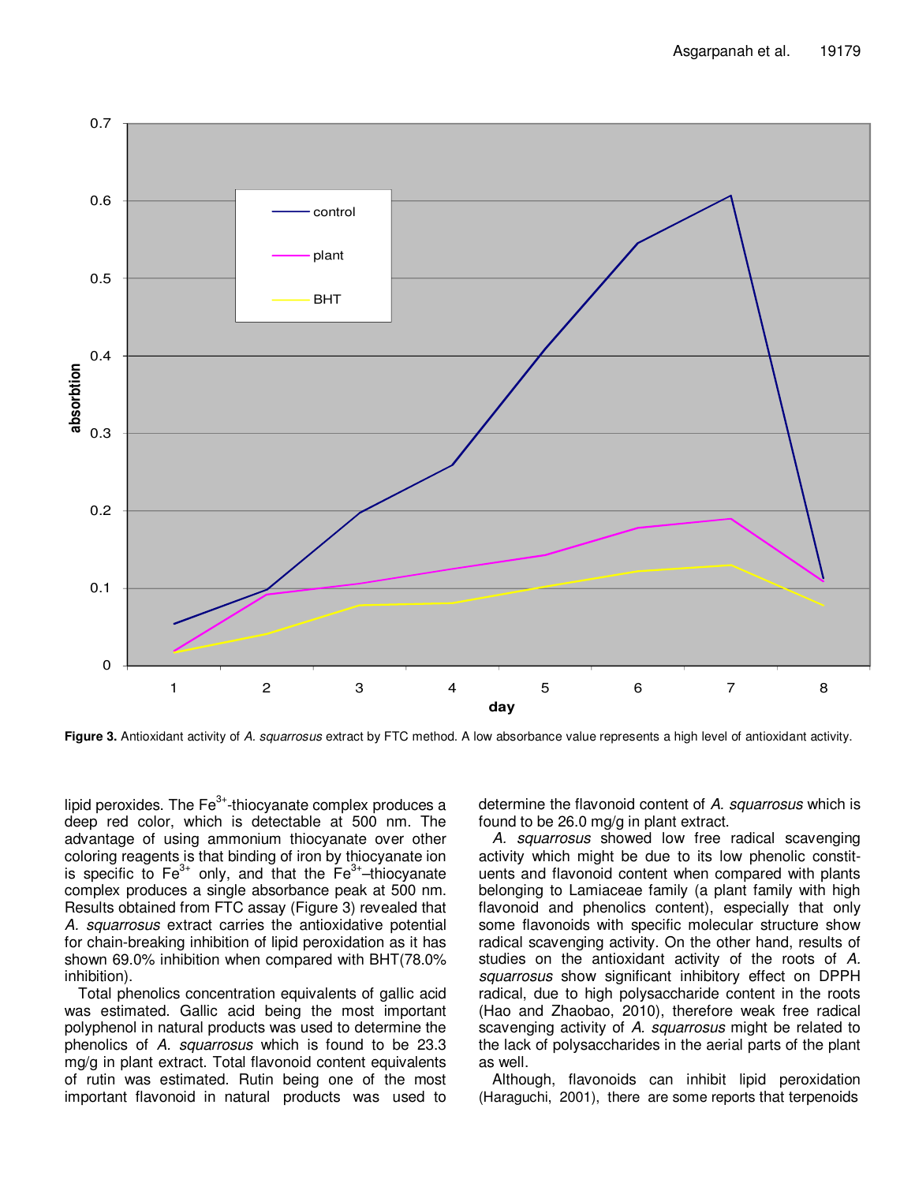**Figure 3.** Antioxidant activity of *A. squarrosus* extract by FTC method. A low absorbance value represents a high level of antioxidant activity.

lipid peroxides. The $Fe^{3+}$-thiocyanate complex produces a deep red color, which is detectable at 500 nm. The advantage of using ammonium thiocyanate over other coloring reagents is that binding of iron by thiocyanate ion is specific to $Fe^{3+}$ only, and that the $Fe^{3+}$–thiocyanate complex produces a single absorbance peak at 500 nm. Results obtained from FTC assay (Figure 3) revealed that *A. squarrosus* extract carries the antioxidative potential for chain-breaking inhibition of lipid peroxidation as it has shown 69.0% inhibition when compared with BHT(78.0% inhibition).

Total phenolics concentration equivalents of gallic acid was estimated. Gallic acid being the most important polyphenol in natural products was used to determine the phenolics of *A. squarrosus* which is found to be 23.3 mg/g in plant extract. Total flavonoid content equivalents of rutin was estimated. Rutin being one of the most important flavonoid in natural products was used to determine the flavonoid content of *A. squarrosus* which is found to be 26.0 mg/g in plant extract.

*A. squarrosus* showed low free radical scavenging activity which might be due to its low phenolic constituents and flavonoid content when compared with plants belonging to Lamiaceae family (a plant family with high flavonoid and phenolics content), especially that only some flavonoids with specific molecular structure show radical scavenging activity. On the other hand, results of studies on the antioxidant activity of the roots of *A. squarrosus* show significant inhibitory effect on DPPH radical, due to high polysaccharide content in the roots (Hao and Zhaobao, 2010), therefore weak free radical scavenging activity of *A. squarrosus* might be related to the lack of polysaccharides in the aerial parts of the plant as well.

Although, flavonoids can inhibit lipid peroxidation (Haraguchi, 2001), there are some reports that terpenoids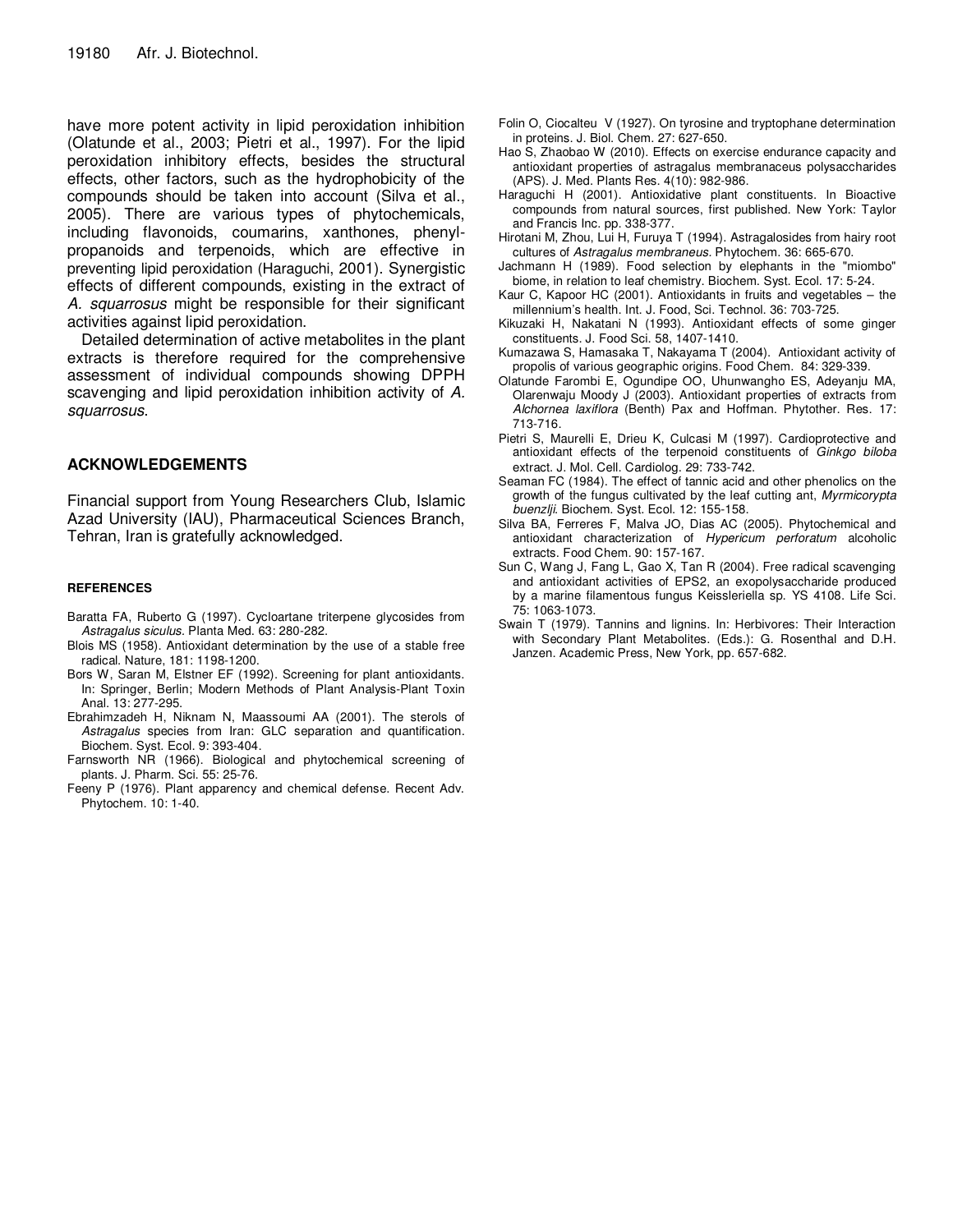have more potent activity in lipid peroxidation inhibition (Olatunde et al., 2003; Pietri et al., 1997). For the lipid peroxidation inhibitory effects, besides the structural effects, other factors, such as the hydrophobicity of the compounds should be taken into account (Silva et al., 2005). There are various types of phytochemicals, including flavonoids, coumarins, xanthones, phenyl-propanoids and terpenoids, which are effective in preventing lipid peroxidation (Haraguchi, 2001). Synergistic effects of different compounds, existing in the extract of *A. squarrosus* might be responsible for their significant activities against lipid peroxidation.

Detailed determination of active metabolites in the plant extracts is therefore required for the comprehensive assessment of individual compounds showing DPPH scavenging and lipid peroxidation inhibition activity of *A. squarrosus*.

## ACKNOWLEDGEMENTS

Financial support from Young Researchers Club, Islamic Azad University (IAU), Pharmaceutical Sciences Branch, Tehran, Iran is gratefully acknowledged.

### REFERENCES

Baratta FA, Ruberto G (1997). Cycloartane triterpene glycosides from *Astragalus siculus*. Planta Med. 63: 280-282.

Blois MS (1958). Antioxidant determination by the use of a stable free radical. Nature, 181: 1198-1200.

Bors W, Saran M, Elstner EF (1992). Screening for plant antioxidants. In: Springer, Berlin; Modern Methods of Plant Analysis-Plant Toxin Anal. 13: 277-295.

Ebrahimzadeh H, Niknam N, Maassoumi AA (2001). The sterols of *Astragalus* species from Iran: GLC separation and quantification. Biochem. Syst. Ecol. 9: 393-404.

Farnsworth NR (1966). Biological and phytochemical screening of plants. J. Pharm. Sci. 55: 25-76.

Feeny P (1976). Plant apparency and chemical defense. Recent Adv. Phytochem. 10: 1-40.

Folin O, Ciocalteu V (1927). On tyrosine and tryptophane determination in proteins. J. Biol. Chem. 27: 627-650.

Hao S, Zhaobao W (2010). Effects on exercise endurance capacity and antioxidant properties of astragalus membranaceus polysaccharides (APS). J. Med. Plants Res. 4(10): 982-986.

Haraguchi H (2001). Antioxidative plant constituents. In Bioactive compounds from natural sources, first published. New York: Taylor and Francis Inc. pp. 338-377.

Hirotani M, Zhou, Lui H, Furuya T (1994). Astragalosides from hairy root cultures of *Astragalus membraneus*. Phytochem. 36: 665-670.

Jachmann H (1989). Food selection by elephants in the "miombo" biome, in relation to leaf chemistry. Biochem. Syst. Ecol. 17: 5-24.

Kaur C, Kapoor HC (2001). Antioxidants in fruits and vegetables – the millennium's health. Int. J. Food, Sci. Technol. 36: 703-725.

Kikuzaki H, Nakatani N (1993). Antioxidant effects of some ginger constituents. J. Food Sci. 58, 1407-1410.

Kumazawa S, Hamasaka T, Nakayama T (2004). Antioxidant activity of propolis of various geographic origins. Food Chem. 84: 329-339.

Olatunde Farombi E, Ogundipe OO, Uhunwangho ES, Adeyanju MA, Olarenwaju Moody J (2003). Antioxidant properties of extracts from *Alchornea laxiflora* (Benth) Pax and Hoffman. Phytother. Res. 17: 713-716.

Pietri S, Maurelli E, Drieu K, Culcasi M (1997). Cardioprotective and antioxidant effects of the terpenoid constituents of *Ginkgo biloba* extract. J. Mol. Cell. Cardiolog. 29: 733-742.

Seaman FC (1984). The effect of tannic acid and other phenolics on the growth of the fungus cultivated by the leaf cutting ant, *Myrmicorypta buenzlji*. Biochem. Syst. Ecol. 12: 155-158.

Silva BA, Ferreres F, Malva JO, Dias AC (2005). Phytochemical and antioxidant characterization of *Hypericum perforatum* alcoholic extracts. Food Chem. 90: 157-167.

Sun C, Wang J, Fang L, Gao X, Tan R (2004). Free radical scavenging and antioxidant activities of EPS2, an exopolysaccharide produced by a marine filamentous fungus Keissleriella sp. YS 4108. Life Sci. 75: 1063-1073.

Swain T (1979). Tannins and lignins. In: Herbivores: Their Interaction with Secondary Plant Metabolites. (Eds.): G. Rosenthal and D.H. Janzen. Academic Press, New York, pp. 657-682.